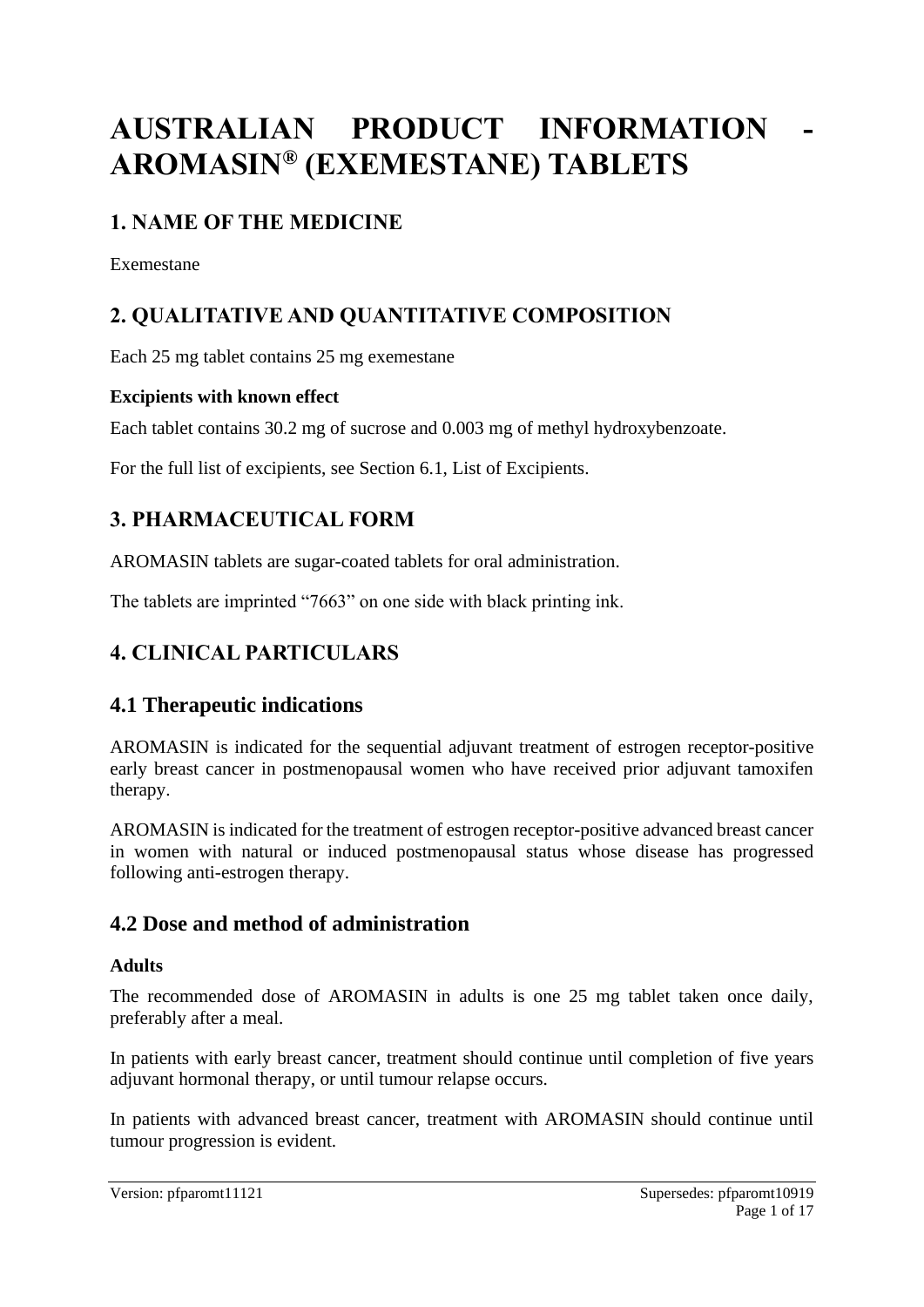# AUSTRALIAN PRODUCT INFORMATION - AROMASIN® (EXEMESTANE) TABLETS

## 1. NAME OF THE MEDICINE

Exemestane

## 2. QUALITATIVE AND QUANTITATIVE COMPOSITION

Each 25 mg tablet contains 25 mg exemestane

**Excipients with known effect**

Each tablet contains 30.2 mg of sucrose and 0.003 mg of methyl hydroxybenzoate.

For the full list of excipients, see Section 6.1, List of Excipients.

## 3. PHARMACEUTICAL FORM

AROMASIN tablets are sugar-coated tablets for oral administration.

The tablets are imprinted "7663" on one side with black printing ink.

## 4. CLINICAL PARTICULARS

## 4.1 Therapeutic indications

AROMASIN is indicated for the sequential adjuvant treatment of estrogen receptor-positive early breast cancer in postmenopausal women who have received prior adjuvant tamoxifen therapy.

AROMASIN is indicated for the treatment of estrogen receptor-positive advanced breast cancer in women with natural or induced postmenopausal status whose disease has progressed following anti-estrogen therapy.

## 4.2 Dose and method of administration

**Adults**

The recommended dose of AROMASIN in adults is one 25 mg tablet taken once daily, preferably after a meal.

In patients with early breast cancer, treatment should continue until completion of five years adjuvant hormonal therapy, or until tumour relapse occurs.

In patients with advanced breast cancer, treatment with AROMASIN should continue until tumour progression is evident.

Version: pfparomt11121 Supersedes: pfparomt10919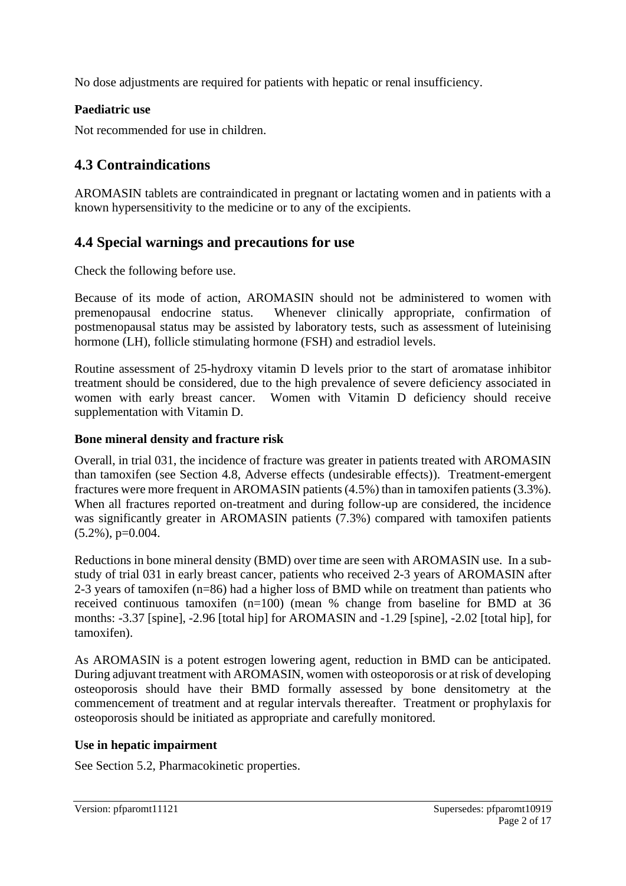No dose adjustments are required for patients with hepatic or renal insufficiency.

### Paediatric use

Not recommended for use in children.

## 4.3 Contraindications

AROMASIN tablets are contraindicated in pregnant or lactating women and in patients with a known hypersensitivity to the medicine or to any of the excipients.

## 4.4 Special warnings and precautions for use

Check the following before use.

Because of its mode of action, AROMASIN should not be administered to women with premenopausal endocrine status. Whenever clinically appropriate, confirmation of postmenopausal status may be assisted by laboratory tests, such as assessment of luteinising hormone (LH), follicle stimulating hormone (FSH) and estradiol levels.

Routine assessment of 25-hydroxy vitamin D levels prior to the start of aromatase inhibitor treatment should be considered, due to the high prevalence of severe deficiency associated in women with early breast cancer. Women with Vitamin D deficiency should receive supplementation with Vitamin D.

### Bone mineral density and fracture risk

Overall, in trial 031, the incidence of fracture was greater in patients treated with AROMASIN than tamoxifen (see Section 4.8, Adverse effects (undesirable effects)). Treatment-emergent fractures were more frequent in AROMASIN patients (4.5%) than in tamoxifen patients (3.3%). When all fractures reported on-treatment and during follow-up are considered, the incidence was significantly greater in AROMASIN patients (7.3%) compared with tamoxifen patients (5.2%), p=0.004.

Reductions in bone mineral density (BMD) over time are seen with AROMASIN use. In a sub-study of trial 031 in early breast cancer, patients who received 2-3 years of AROMASIN after 2-3 years of tamoxifen (n=86) had a higher loss of BMD while on treatment than patients who received continuous tamoxifen (n=100) (mean % change from baseline for BMD at 36 months: -3.37 [spine], -2.96 [total hip] for AROMASIN and -1.29 [spine], -2.02 [total hip], for tamoxifen).

As AROMASIN is a potent estrogen lowering agent, reduction in BMD can be anticipated. During adjuvant treatment with AROMASIN, women with osteoporosis or at risk of developing osteoporosis should have their BMD formally assessed by bone densitometry at the commencement of treatment and at regular intervals thereafter. Treatment or prophylaxis for osteoporosis should be initiated as appropriate and carefully monitored.

### Use in hepatic impairment

See Section 5.2, Pharmacokinetic properties.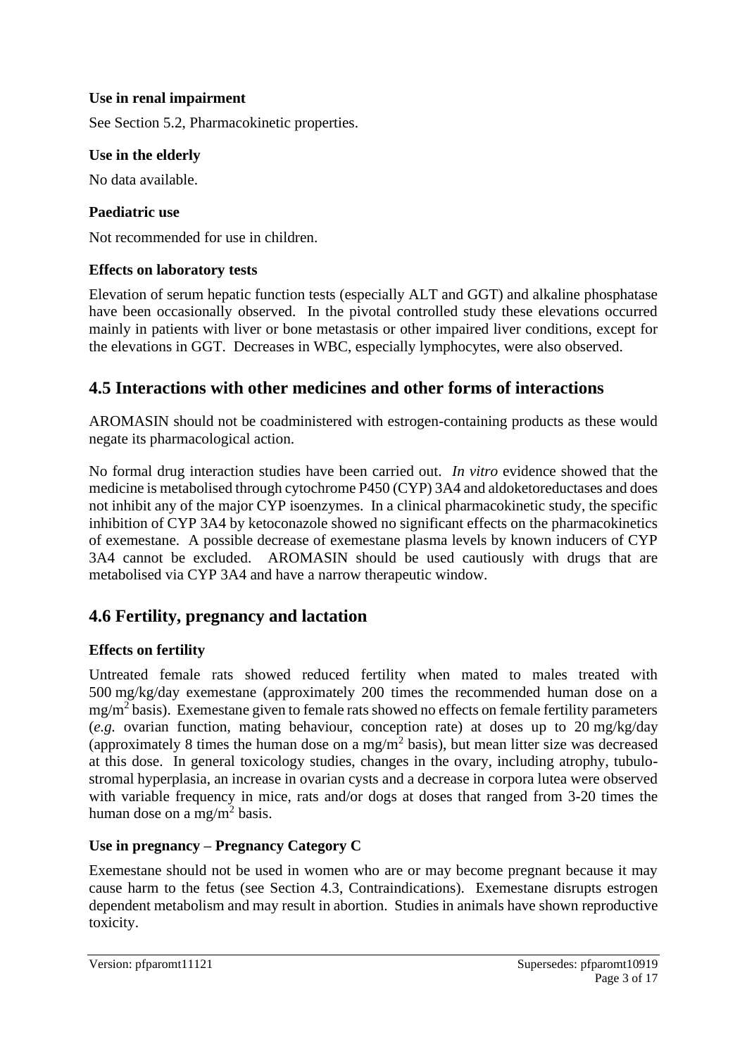**Use in renal impairment**

See Section 5.2, Pharmacokinetic properties.

**Use in the elderly**

No data available.

**Paediatric use**

Not recommended for use in children.

**Effects on laboratory tests**

Elevation of serum hepatic function tests (especially ALT and GGT) and alkaline phosphatase have been occasionally observed. In the pivotal controlled study these elevations occurred mainly in patients with liver or bone metastasis or other impaired liver conditions, except for the elevations in GGT. Decreases in WBC, especially lymphocytes, were also observed.

## 4.5 Interactions with other medicines and other forms of interactions

AROMASIN should not be coadministered with estrogen-containing products as these would negate its pharmacological action.

No formal drug interaction studies have been carried out. *In vitro* evidence showed that the medicine is metabolised through cytochrome P450 (CYP) 3A4 and aldoketoreductases and does not inhibit any of the major CYP isoenzymes. In a clinical pharmacokinetic study, the specific inhibition of CYP 3A4 by ketoconazole showed no significant effects on the pharmacokinetics of exemestane. A possible decrease of exemestane plasma levels by known inducers of CYP 3A4 cannot be excluded. AROMASIN should be used cautiously with drugs that are metabolised via CYP 3A4 and have a narrow therapeutic window.

## 4.6 Fertility, pregnancy and lactation

**Effects on fertility**

Untreated female rats showed reduced fertility when mated to males treated with 500 mg/kg/day exemestane (approximately 200 times the recommended human dose on a $mg/m^2$ basis). Exemestane given to female rats showed no effects on female fertility parameters (*e.g.* ovarian function, mating behaviour, conception rate) at doses up to 20 mg/kg/day (approximately 8 times the human dose on a $mg/m^2$ basis), but mean litter size was decreased at this dose. In general toxicology studies, changes in the ovary, including atrophy, tubulo-stromal hyperplasia, an increase in ovarian cysts and a decrease in corpora lutea were observed with variable frequency in mice, rats and/or dogs at doses that ranged from 3-20 times the human dose on a $mg/m^2$ basis.

**Use in pregnancy – Pregnancy Category C**

Exemestane should not be used in women who are or may become pregnant because it may cause harm to the fetus (see Section 4.3, Contraindications). Exemestane disrupts estrogen dependent metabolism and may result in abortion. Studies in animals have shown reproductive toxicity.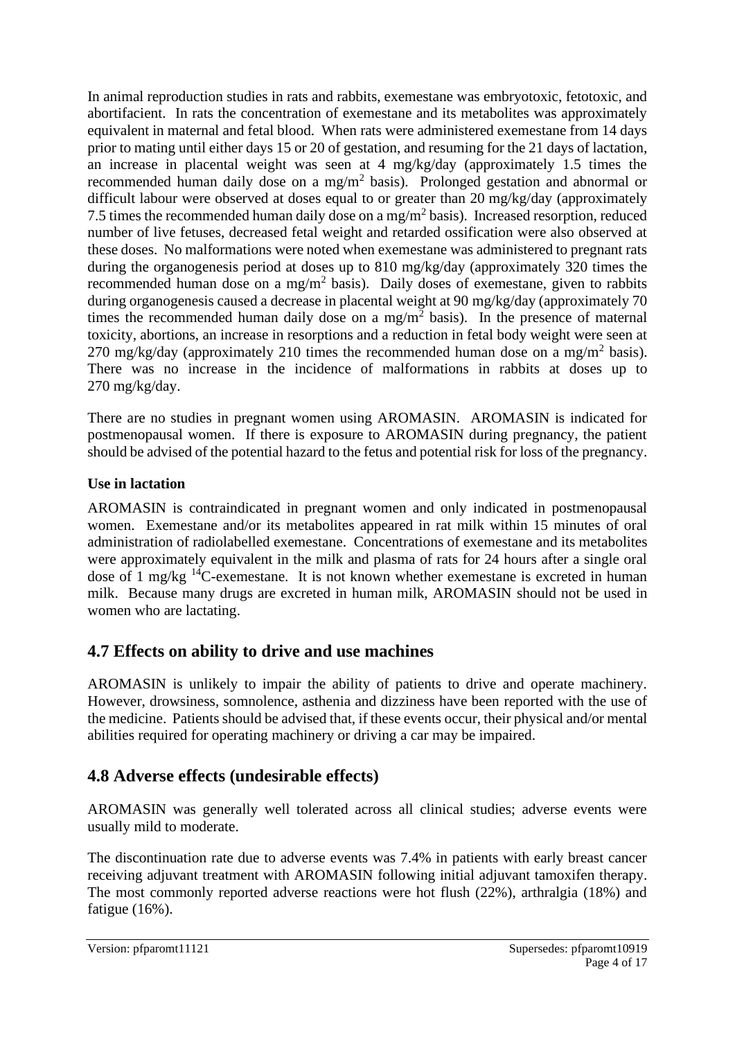In animal reproduction studies in rats and rabbits, exemestane was embryotoxic, fetotoxic, and abortifacient. In rats the concentration of exemestane and its metabolites was approximately equivalent in maternal and fetal blood. When rats were administered exemestane from 14 days prior to mating until either days 15 or 20 of gestation, and resuming for the 21 days of lactation, an increase in placental weight was seen at 4 mg/kg/day (approximately 1.5 times the recommended human daily dose on a mg/m$^2$ basis). Prolonged gestation and abnormal or difficult labour were observed at doses equal to or greater than 20 mg/kg/day (approximately 7.5 times the recommended human daily dose on a mg/m$^2$ basis). Increased resorption, reduced number of live fetuses, decreased fetal weight and retarded ossification were also observed at these doses. No malformations were noted when exemestane was administered to pregnant rats during the organogenesis period at doses up to 810 mg/kg/day (approximately 320 times the recommended human dose on a mg/m$^2$ basis). Daily doses of exemestane, given to rabbits during organogenesis caused a decrease in placental weight at 90 mg/kg/day (approximately 70 times the recommended human daily dose on a mg/m$^2$ basis). In the presence of maternal toxicity, abortions, an increase in resorptions and a reduction in fetal body weight were seen at 270 mg/kg/day (approximately 210 times the recommended human dose on a mg/m$^2$ basis). There was no increase in the incidence of malformations in rabbits at doses up to 270 mg/kg/day.

There are no studies in pregnant women using AROMASIN. AROMASIN is indicated for postmenopausal women. If there is exposure to AROMASIN during pregnancy, the patient should be advised of the potential hazard to the fetus and potential risk for loss of the pregnancy.

**Use in lactation**

AROMASIN is contraindicated in pregnant women and only indicated in postmenopausal women. Exemestane and/or its metabolites appeared in rat milk within 15 minutes of oral administration of radiolabelled exemestane. Concentrations of exemestane and its metabolites were approximately equivalent in the milk and plasma of rats for 24 hours after a single oral dose of 1 mg/kg $^{14}$C-exemestane. It is not known whether exemestane is excreted in human milk. Because many drugs are excreted in human milk, AROMASIN should not be used in women who are lactating.

## 4.7 Effects on ability to drive and use machines

AROMASIN is unlikely to impair the ability of patients to drive and operate machinery. However, drowsiness, somnolence, asthenia and dizziness have been reported with the use of the medicine. Patients should be advised that, if these events occur, their physical and/or mental abilities required for operating machinery or driving a car may be impaired.

## 4.8 Adverse effects (undesirable effects)

AROMASIN was generally well tolerated across all clinical studies; adverse events were usually mild to moderate.

The discontinuation rate due to adverse events was 7.4% in patients with early breast cancer receiving adjuvant treatment with AROMASIN following initial adjuvant tamoxifen therapy. The most commonly reported adverse reactions were hot flush (22%), arthralgia (18%) and fatigue (16%).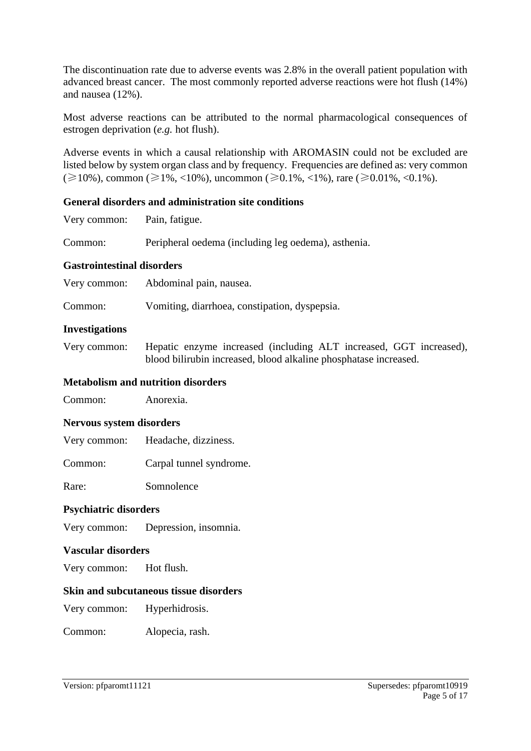The discontinuation rate due to adverse events was 2.8% in the overall patient population with advanced breast cancer. The most commonly reported adverse reactions were hot flush (14%) and nausea (12%).

Most adverse reactions can be attributed to the normal pharmacological consequences of estrogen deprivation (*e.g.* hot flush).

Adverse events in which a causal relationship with AROMASIN could not be excluded are listed below by system organ class and by frequency. Frequencies are defined as: very common (≥10%), common (≥1%, <10%), uncommon (≥0.1%, <1%), rare (≥0.01%, <0.1%).

**General disorders and administration site conditions**

| | |
|---|---|
| Very common: | Pain, fatigue. |
| Common: | Peripheral oedema (including leg oedema), asthenia. |

**Gastrointestinal disorders**

| | |
|---|---|
| Very common: | Abdominal pain, nausea. |
| Common: | Vomiting, diarrhoea, constipation, dyspepsia. |

**Investigations**

| | |
|---|---|
| Very common: | Hepatic enzyme increased (including ALT increased, GGT increased), blood bilirubin increased, blood alkaline phosphatase increased. |

**Metabolism and nutrition disorders**

| | |
|---|---|
| Common: | Anorexia. |

**Nervous system disorders**

| | |
|---|---|
| Very common: | Headache, dizziness. |
| Common: | Carpal tunnel syndrome. |
| Rare: | Somnolence |

**Psychiatric disorders**

| | |
|---|---|
| Very common: | Depression, insomnia. |

**Vascular disorders**

| | |
|---|---|
| Very common: | Hot flush. |

**Skin and subcutaneous tissue disorders**

| | |
|---|---|
| Very common: | Hyperhidrosis. |
| Common: | Alopecia, rash. |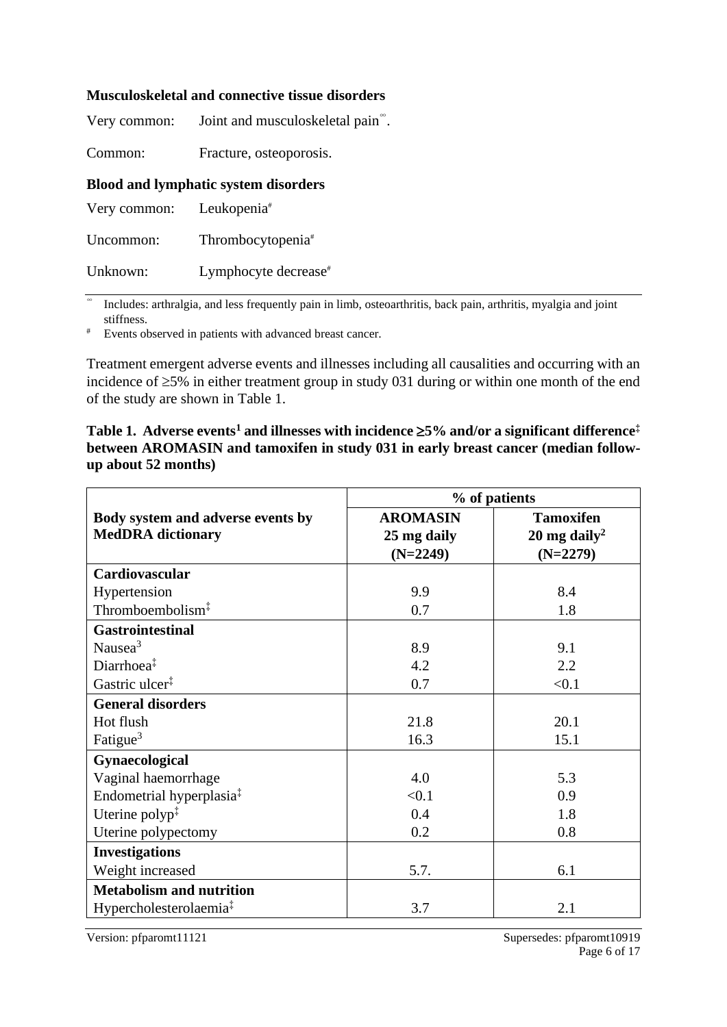### Musculoskeletal and connective tissue disorders

Very common: Joint and musculoskeletal pain[∞].

Common: Fracture, osteoporosis.

### Blood and lymphatic system disorders

Very common: Leukopenia[#]

Uncommon: Thrombocytopenia[#]

Unknown: Lymphocyte decrease[#]

[∞] Includes: arthralgia, and less frequently pain in limb, osteoarthritis, back pain, arthritis, myalgia and joint stiffness.

[#] Events observed in patients with advanced breast cancer.

Treatment emergent adverse events and illnesses including all causalities and occurring with an incidence of ≥5% in either treatment group in study 031 during or within one month of the end of the study are shown in Table 1.

**Table 1. Adverse events[1] and illnesses with incidence ≥5% and/or a significant difference[‡] between AROMASIN and tamoxifen in study 031 in early breast cancer (median follow-up about 52 months)**

| Body system and adverse events by MedDRA dictionary | % of patients | |
|---|---|---|
| | **AROMASIN 25 mg daily (N=2249)** | **Tamoxifen 20 mg daily[2] (N=2279)** |
| **Cardiovascular** | | |
| Hypertension | 9.9 | 8.4 |
| Thromboembolism[‡] | 0.7 | 1.8 |
| **Gastrointestinal** | | |
| Nausea[3] | 8.9 | 9.1 |
| Diarrhoea[‡] | 4.2 | 2.2 |
| Gastric ulcer[‡] | 0.7 | <0.1 |
| **General disorders** | | |
| Hot flush | 21.8 | 20.1 |
| Fatigue[3] | 16.3 | 15.1 |
| **Gynaecological** | | |
| Vaginal haemorrhage | 4.0 | 5.3 |
| Endometrial hyperplasia[‡] | <0.1 | 0.9 |
| Uterine polyp[‡] | 0.4 | 1.8 |
| Uterine polypectomy | 0.2 | 0.8 |
| **Investigations** | | |
| Weight increased | 5.7. | 6.1 |
| **Metabolism and nutrition** | | |
| Hypercholesterolaemia[‡] | 3.7 | 2.1 |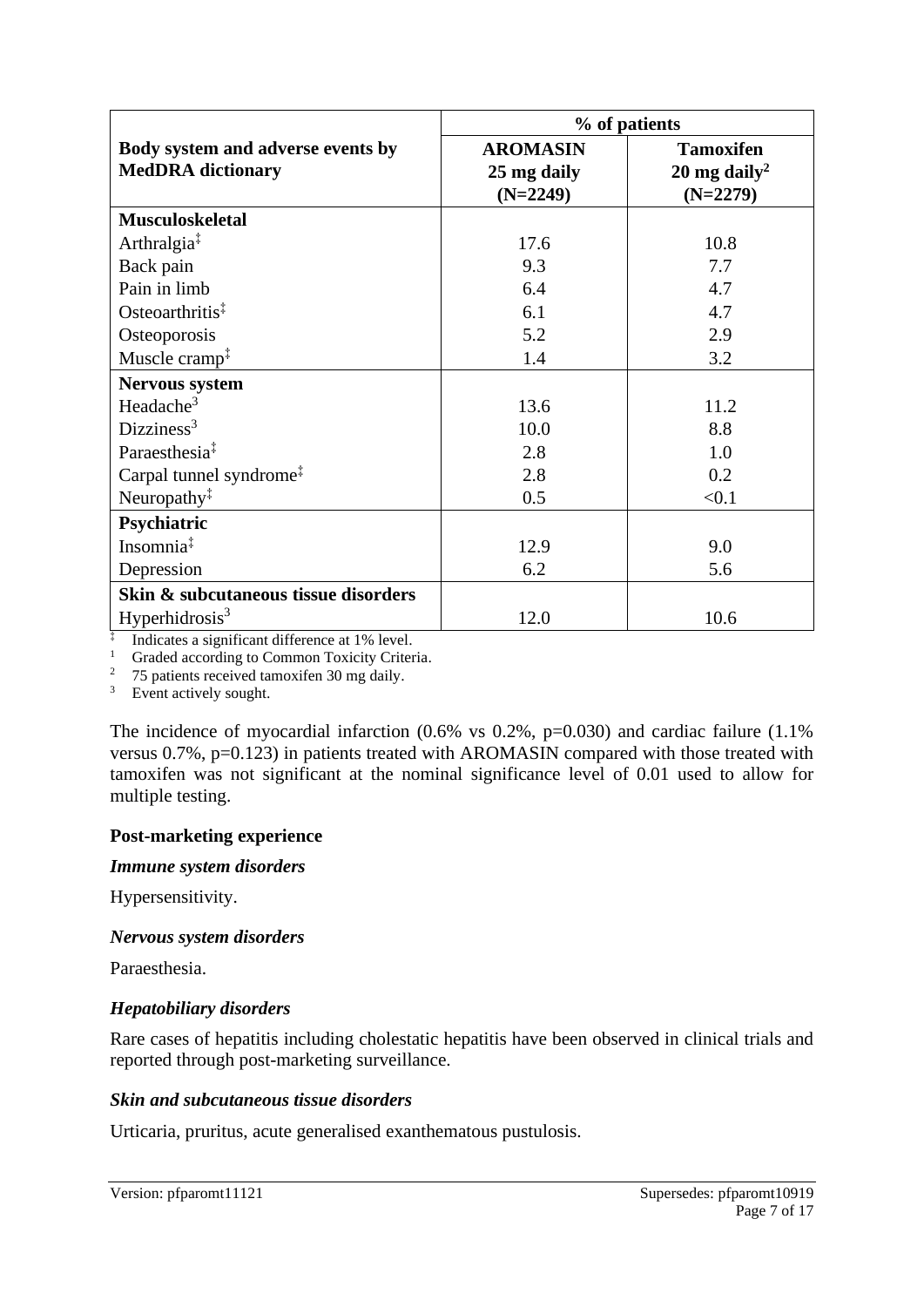| Body system and adverse events by MedDRA dictionary | % of patients | |
|---|---|---|
| | AROMASIN 25 mg daily (N=2249) | Tamoxifen 20 mg daily[2] (N=2279) |
| **Musculoskeletal** | | |
| Arthralgia‡ | 17.6 | 10.8 |
| Back pain | 9.3 | 7.7 |
| Pain in limb | 6.4 | 4.7 |
| Osteoarthritis‡ | 6.1 | 4.7 |
| Osteoporosis | 5.2 | 2.9 |
| Muscle cramp‡ | 1.4 | 3.2 |
| **Nervous system** | | |
| Headache[3] | 13.6 | 11.2 |
| Dizziness[3] | 10.0 | 8.8 |
| Paraesthesia‡ | 2.8 | 1.0 |
| Carpal tunnel syndrome‡ | 2.8 | 0.2 |
| Neuropathy‡ | 0.5 | <0.1 |
| **Psychiatric** | | |
| Insomnia‡ | 12.9 | 9.0 |
| Depression | 6.2 | 5.6 |
| **Skin & subcutaneous tissue disorders** | | |
| Hyperhidrosis[3] | 12.0 | 10.6 |

‡ Indicates a significant difference at 1% level.
[1] Graded according to Common Toxicity Criteria.
[2] 75 patients received tamoxifen 30 mg daily.
[3] Event actively sought.

The incidence of myocardial infarction (0.6% vs 0.2%, p=0.030) and cardiac failure (1.1% versus 0.7%, p=0.123) in patients treated with AROMASIN compared with those treated with tamoxifen was not significant at the nominal significance level of 0.01 used to allow for multiple testing.

**Post-marketing experience**

***Immune system disorders***

Hypersensitivity.

***Nervous system disorders***

Paraesthesia.

***Hepatobiliary disorders***

Rare cases of hepatitis including cholestatic hepatitis have been observed in clinical trials and reported through post-marketing surveillance.

***Skin and subcutaneous tissue disorders***

Urticaria, pruritus, acute generalised exanthematous pustulosis.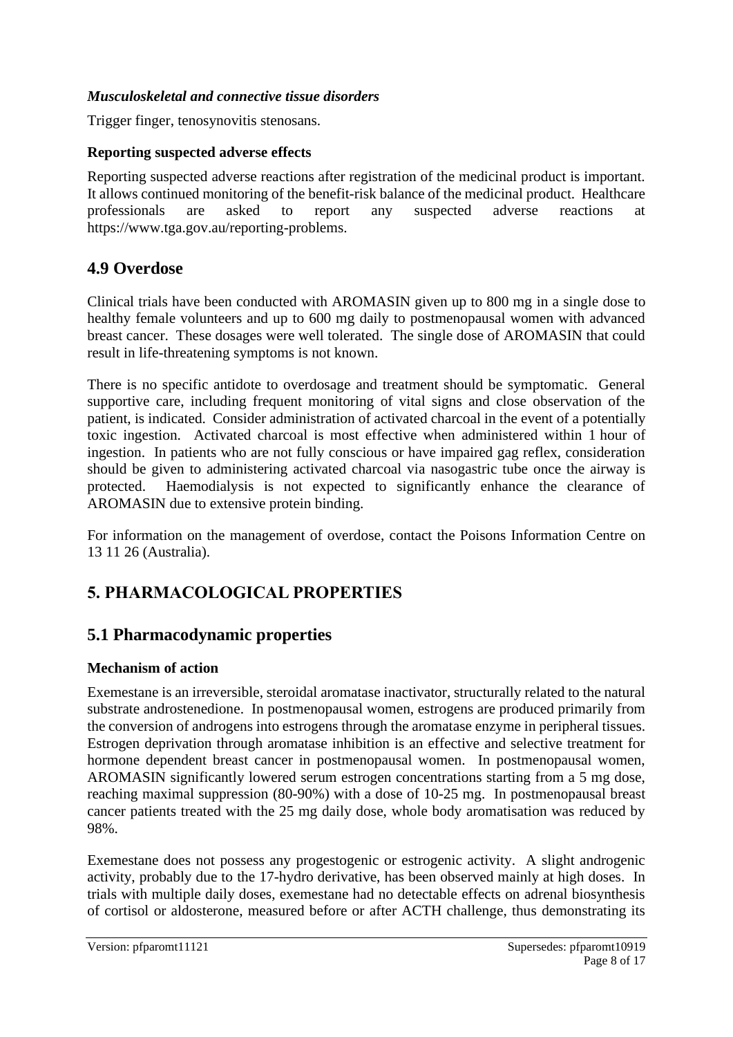#### *Musculoskeletal and connective tissue disorders*

Trigger finger, tenosynovitis stenosans.

#### Reporting suspected adverse effects

Reporting suspected adverse reactions after registration of the medicinal product is important. It allows continued monitoring of the benefit-risk balance of the medicinal product. Healthcare professionals are asked to report any suspected adverse reactions at https://www.tga.gov.au/reporting-problems.

## 4.9 Overdose

Clinical trials have been conducted with AROMASIN given up to 800 mg in a single dose to healthy female volunteers and up to 600 mg daily to postmenopausal women with advanced breast cancer. These dosages were well tolerated. The single dose of AROMASIN that could result in life-threatening symptoms is not known.

There is no specific antidote to overdosage and treatment should be symptomatic. General supportive care, including frequent monitoring of vital signs and close observation of the patient, is indicated. Consider administration of activated charcoal in the event of a potentially toxic ingestion. Activated charcoal is most effective when administered within 1 hour of ingestion. In patients who are not fully conscious or have impaired gag reflex, consideration should be given to administering activated charcoal via nasogastric tube once the airway is protected. Haemodialysis is not expected to significantly enhance the clearance of AROMASIN due to extensive protein binding.

For information on the management of overdose, contact the Poisons Information Centre on 13 11 26 (Australia).

# 5. PHARMACOLOGICAL PROPERTIES

## 5.1 Pharmacodynamic properties

#### Mechanism of action

Exemestane is an irreversible, steroidal aromatase inactivator, structurally related to the natural substrate androstenedione. In postmenopausal women, estrogens are produced primarily from the conversion of androgens into estrogens through the aromatase enzyme in peripheral tissues. Estrogen deprivation through aromatase inhibition is an effective and selective treatment for hormone dependent breast cancer in postmenopausal women. In postmenopausal women, AROMASIN significantly lowered serum estrogen concentrations starting from a 5 mg dose, reaching maximal suppression (80-90%) with a dose of 10-25 mg. In postmenopausal breast cancer patients treated with the 25 mg daily dose, whole body aromatisation was reduced by 98%.

Exemestane does not possess any progestogenic or estrogenic activity. A slight androgenic activity, probably due to the 17-hydro derivative, has been observed mainly at high doses. In trials with multiple daily doses, exemestane had no detectable effects on adrenal biosynthesis of cortisol or aldosterone, measured before or after ACTH challenge, thus demonstrating its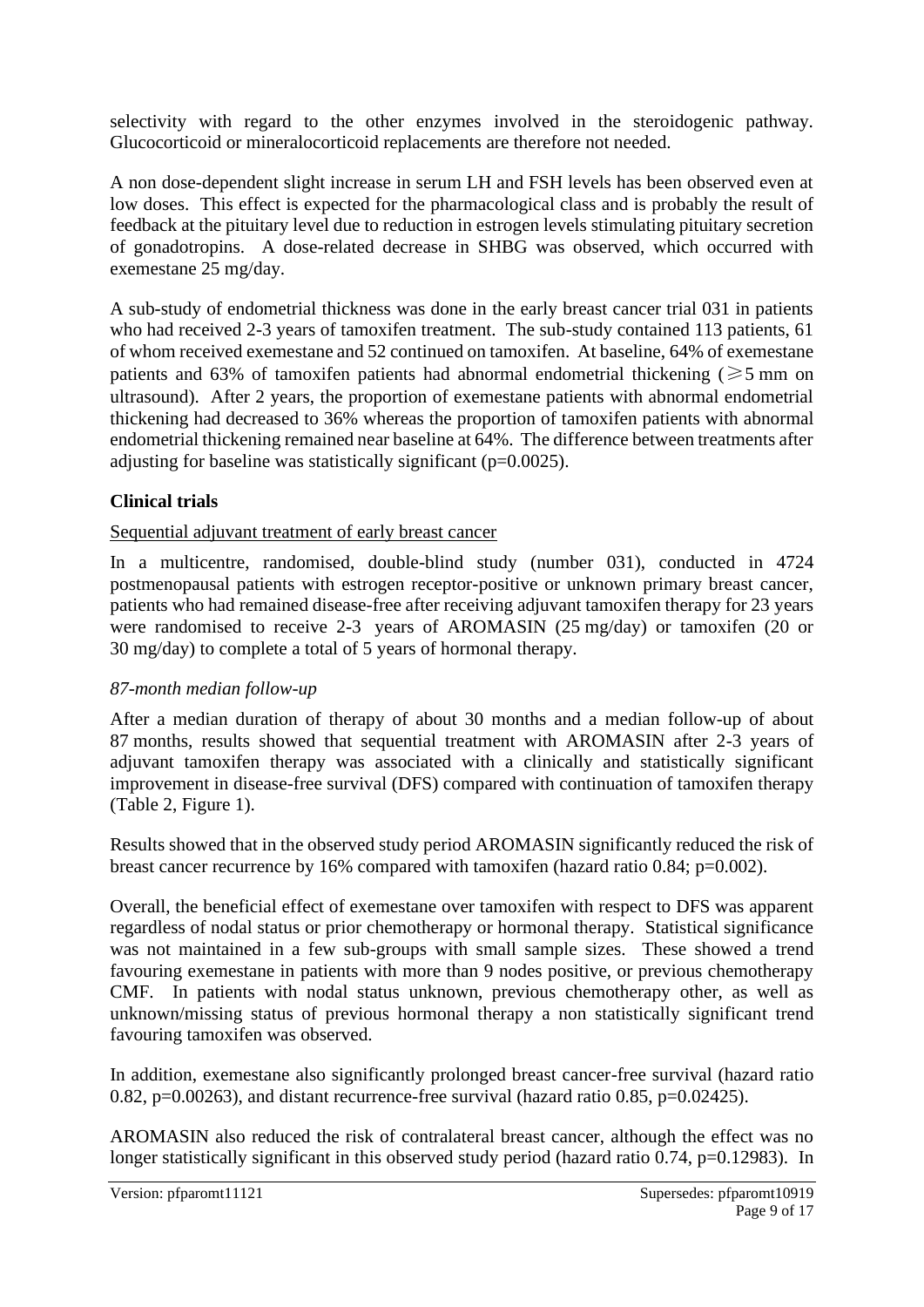selectivity with regard to the other enzymes involved in the steroidogenic pathway. Glucocorticoid or mineralocorticoid replacements are therefore not needed.

A non dose-dependent slight increase in serum LH and FSH levels has been observed even at low doses. This effect is expected for the pharmacological class and is probably the result of feedback at the pituitary level due to reduction in estrogen levels stimulating pituitary secretion of gonadotropins. A dose-related decrease in SHBG was observed, which occurred with exemestane 25 mg/day.

A sub-study of endometrial thickness was done in the early breast cancer trial 031 in patients who had received 2-3 years of tamoxifen treatment. The sub-study contained 113 patients, 61 of whom received exemestane and 52 continued on tamoxifen. At baseline, 64% of exemestane patients and 63% of tamoxifen patients had abnormal endometrial thickening (≥5 mm on ultrasound). After 2 years, the proportion of exemestane patients with abnormal endometrial thickening had decreased to 36% whereas the proportion of tamoxifen patients with abnormal endometrial thickening remained near baseline at 64%. The difference between treatments after adjusting for baseline was statistically significant (p=0.0025).

**Clinical trials**

Sequential adjuvant treatment of early breast cancer

In a multicentre, randomised, double-blind study (number 031), conducted in 4724 postmenopausal patients with estrogen receptor-positive or unknown primary breast cancer, patients who had remained disease-free after receiving adjuvant tamoxifen therapy for 23 years were randomised to receive 2-3 years of AROMASIN (25 mg/day) or tamoxifen (20 or 30 mg/day) to complete a total of 5 years of hormonal therapy.

*87-month median follow-up*

After a median duration of therapy of about 30 months and a median follow-up of about 87 months, results showed that sequential treatment with AROMASIN after 2-3 years of adjuvant tamoxifen therapy was associated with a clinically and statistically significant improvement in disease-free survival (DFS) compared with continuation of tamoxifen therapy (Table 2, Figure 1).

Results showed that in the observed study period AROMASIN significantly reduced the risk of breast cancer recurrence by 16% compared with tamoxifen (hazard ratio 0.84; p=0.002).

Overall, the beneficial effect of exemestane over tamoxifen with respect to DFS was apparent regardless of nodal status or prior chemotherapy or hormonal therapy. Statistical significance was not maintained in a few sub-groups with small sample sizes. These showed a trend favouring exemestane in patients with more than 9 nodes positive, or previous chemotherapy CMF. In patients with nodal status unknown, previous chemotherapy other, as well as unknown/missing status of previous hormonal therapy a non statistically significant trend favouring tamoxifen was observed.

In addition, exemestane also significantly prolonged breast cancer-free survival (hazard ratio 0.82, p=0.00263), and distant recurrence-free survival (hazard ratio 0.85, p=0.02425).

AROMASIN also reduced the risk of contralateral breast cancer, although the effect was no longer statistically significant in this observed study period (hazard ratio 0.74, p=0.12983). In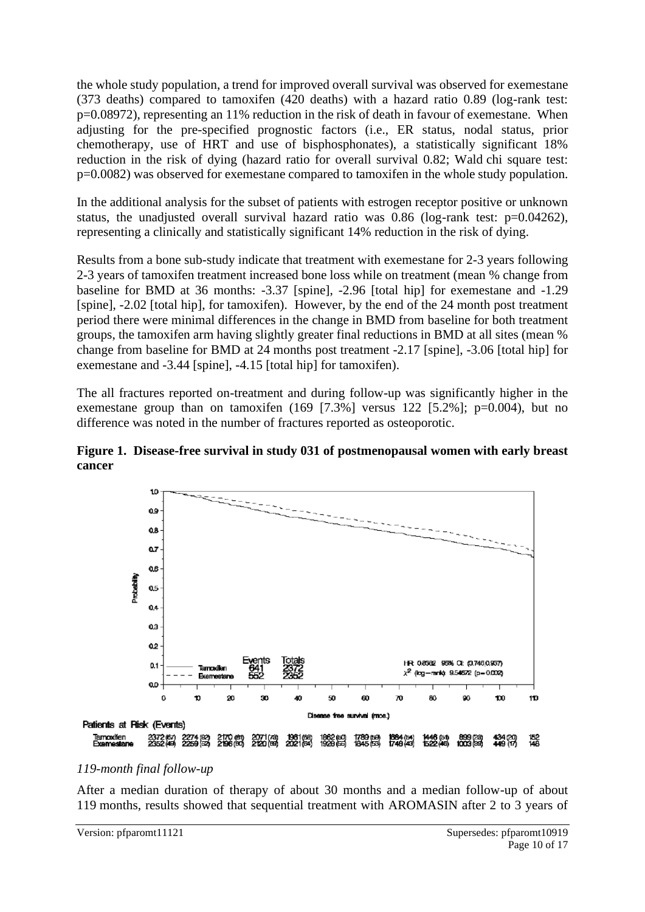the whole study population, a trend for improved overall survival was observed for exemestane (373 deaths) compared to tamoxifen (420 deaths) with a hazard ratio 0.89 (log-rank test: p=0.08972), representing an 11% reduction in the risk of death in favour of exemestane. When adjusting for the pre-specified prognostic factors (i.e., ER status, nodal status, prior chemotherapy, use of HRT and use of bisphosphonates), a statistically significant 18% reduction in the risk of dying (hazard ratio for overall survival 0.82; Wald chi square test: p=0.0082) was observed for exemestane compared to tamoxifen in the whole study population.

In the additional analysis for the subset of patients with estrogen receptor positive or unknown status, the unadjusted overall survival hazard ratio was 0.86 (log-rank test: p=0.04262), representing a clinically and statistically significant 14% reduction in the risk of dying.

Results from a bone sub-study indicate that treatment with exemestane for 2-3 years following 2-3 years of tamoxifen treatment increased bone loss while on treatment (mean % change from baseline for BMD at 36 months: -3.37 [spine], -2.96 [total hip] for exemestane and -1.29 [spine], -2.02 [total hip], for tamoxifen). However, by the end of the 24 month post treatment period there were minimal differences in the change in BMD from baseline for both treatment groups, the tamoxifen arm having slightly greater final reductions in BMD at all sites (mean % change from baseline for BMD at 24 months post treatment -2.17 [spine], -3.06 [total hip] for exemestane and -3.44 [spine], -4.15 [total hip] for tamoxifen).

The all fractures reported on-treatment and during follow-up was significantly higher in the exemestane group than on tamoxifen (169 [7.3%] versus 122 [5.2%]; p=0.004), but no difference was noted in the number of fractures reported as osteoporotic.

**Figure 1. Disease-free survival in study 031 of postmenopausal women with early breast cancer**

| | Events | Totals |
|---|---|---|
| Tamoxifen | 641 | 2372 |
| Exemestane | 552 | 2352 |

HR: 0.8382 95% CI: (0.746,0.937)
$\chi^2$ (log-rank): 9.54672 (p=0.002)

Disease free survival (mos.)

Patients at Risk (Events)

| | 0 | 10 | 20 | 30 | 40 | 50 | 60 | 70 | 80 | 90 | 100 | 110 |
|---|---|---|---|---|---|---|---|---|---|---|---|---|
| Tamoxifen | 2372 (67) | 2274 (82) | 2170 (81) | 2071 (73) | 1981 (68) | 1862 (60) | 1789 (59) | 1684 (54) | 1446 (51) | 899 (23) | 434 (20) | 152 |
| Exemestane | 2352 (49) | 2259 (52) | 2196 (60) | 2120 (69) | 2021 (64) | 1928 (55) | 1845 (53) | 1748 (43) | 1522 (46) | 1003 (39) | 449 (17) | 146 |

*119-month final follow-up*

After a median duration of therapy of about 30 months and a median follow-up of about 119 months, results showed that sequential treatment with AROMASIN after 2 to 3 years of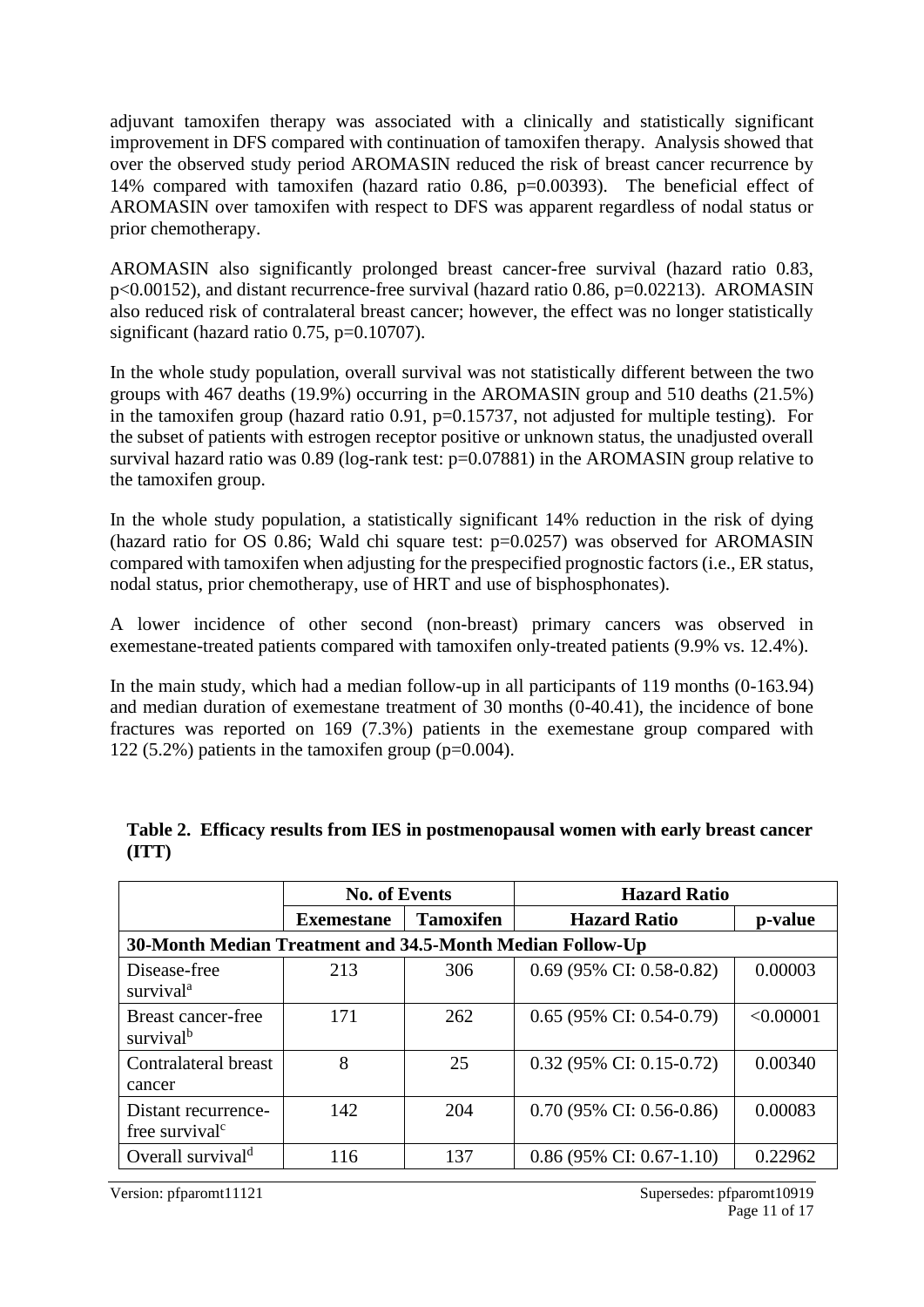adjuvant tamoxifen therapy was associated with a clinically and statistically significant improvement in DFS compared with continuation of tamoxifen therapy. Analysis showed that over the observed study period AROMASIN reduced the risk of breast cancer recurrence by 14% compared with tamoxifen (hazard ratio 0.86, p=0.00393). The beneficial effect of AROMASIN over tamoxifen with respect to DFS was apparent regardless of nodal status or prior chemotherapy.

AROMASIN also significantly prolonged breast cancer-free survival (hazard ratio 0.83, p<0.00152), and distant recurrence-free survival (hazard ratio 0.86, p=0.02213). AROMASIN also reduced risk of contralateral breast cancer; however, the effect was no longer statistically significant (hazard ratio 0.75, p=0.10707).

In the whole study population, overall survival was not statistically different between the two groups with 467 deaths (19.9%) occurring in the AROMASIN group and 510 deaths (21.5%) in the tamoxifen group (hazard ratio 0.91, p=0.15737, not adjusted for multiple testing). For the subset of patients with estrogen receptor positive or unknown status, the unadjusted overall survival hazard ratio was 0.89 (log-rank test: p=0.07881) in the AROMASIN group relative to the tamoxifen group.

In the whole study population, a statistically significant 14% reduction in the risk of dying (hazard ratio for OS 0.86; Wald chi square test: p=0.0257) was observed for AROMASIN compared with tamoxifen when adjusting for the prespecified prognostic factors (i.e., ER status, nodal status, prior chemotherapy, use of HRT and use of bisphosphonates).

A lower incidence of other second (non-breast) primary cancers was observed in exemestane-treated patients compared with tamoxifen only-treated patients (9.9% vs. 12.4%).

In the main study, which had a median follow-up in all participants of 119 months (0-163.94) and median duration of exemestane treatment of 30 months (0-40.41), the incidence of bone fractures was reported on 169 (7.3%) patients in the exemestane group compared with 122 (5.2%) patients in the tamoxifen group (p=0.004).

**Table 2. Efficacy results from IES in postmenopausal women with early breast cancer (ITT)**

| | **No. of Events** | | **Hazard Ratio** | |
|---|---|---|---|---|
| | **Exemestane** | **Tamoxifen** | **Hazard Ratio** | **p-value** |
| **30-Month Median Treatment and 34.5-Month Median Follow-Up** | | | | |
| Disease-free survival[a] | 213 | 306 | 0.69 (95% CI: 0.58-0.82) | 0.00003 |
| Breast cancer-free survival[b] | 171 | 262 | 0.65 (95% CI: 0.54-0.79) | <0.00001 |
| Contralateral breast cancer | 8 | 25 | 0.32 (95% CI: 0.15-0.72) | 0.00340 |
| Distant recurrence-free survival[c] | 142 | 204 | 0.70 (95% CI: 0.56-0.86) | 0.00083 |
| Overall survival[d] | 116 | 137 | 0.86 (95% CI: 0.67-1.10) | 0.22962 |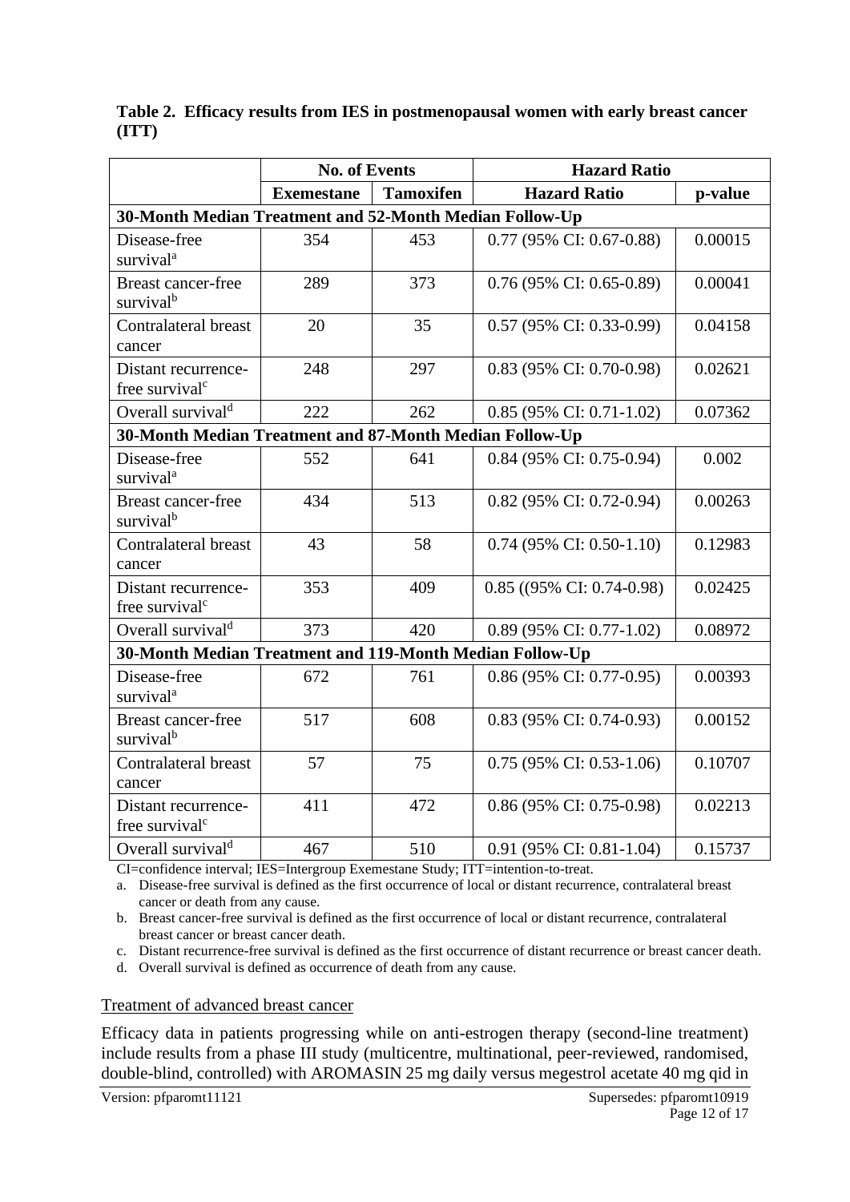**Table 2. Efficacy results from IES in postmenopausal women with early breast cancer (ITT)**

| | No. of Events | | Hazard Ratio | |
|---|---|---|---|---|
| | Exemestane | Tamoxifen | Hazard Ratio | p-value |
| **30-Month Median Treatment and 52-Month Median Follow-Up** | | | | |
| Disease-free survival[a] | 354 | 453 | 0.77 (95% CI: 0.67-0.88) | 0.00015 |
| Breast cancer-free survival[b] | 289 | 373 | 0.76 (95% CI: 0.65-0.89) | 0.00041 |
| Contralateral breast cancer | 20 | 35 | 0.57 (95% CI: 0.33-0.99) | 0.04158 |
| Distant recurrence-free survival[c] | 248 | 297 | 0.83 (95% CI: 0.70-0.98) | 0.02621 |
| Overall survival[d] | 222 | 262 | 0.85 (95% CI: 0.71-1.02) | 0.07362 |
| **30-Month Median Treatment and 87-Month Median Follow-Up** | | | | |
| Disease-free survival[a] | 552 | 641 | 0.84 (95% CI: 0.75-0.94) | 0.002 |
| Breast cancer-free survival[b] | 434 | 513 | 0.82 (95% CI: 0.72-0.94) | 0.00263 |
| Contralateral breast cancer | 43 | 58 | 0.74 (95% CI: 0.50-1.10) | 0.12983 |
| Distant recurrence-free survival[c] | 353 | 409 | 0.85 ((95% CI: 0.74-0.98) | 0.02425 |
| Overall survival[d] | 373 | 420 | 0.89 (95% CI: 0.77-1.02) | 0.08972 |
| **30-Month Median Treatment and 119-Month Median Follow-Up** | | | | |
| Disease-free survival[a] | 672 | 761 | 0.86 (95% CI: 0.77-0.95) | 0.00393 |
| Breast cancer-free survival[b] | 517 | 608 | 0.83 (95% CI: 0.74-0.93) | 0.00152 |
| Contralateral breast cancer | 57 | 75 | 0.75 (95% CI: 0.53-1.06) | 0.10707 |
| Distant recurrence-free survival[c] | 411 | 472 | 0.86 (95% CI: 0.75-0.98) | 0.02213 |
| Overall survival[d] | 467 | 510 | 0.91 (95% CI: 0.81-1.04) | 0.15737 |

CI=confidence interval; IES=Intergroup Exemestane Study; ITT=intention-to-treat.

a. Disease-free survival is defined as the first occurrence of local or distant recurrence, contralateral breast cancer or death from any cause.

b. Breast cancer-free survival is defined as the first occurrence of local or distant recurrence, contralateral breast cancer or breast cancer death.

c. Distant recurrence-free survival is defined as the first occurrence of distant recurrence or breast cancer death.

d. Overall survival is defined as occurrence of death from any cause.

Treatment of advanced breast cancer

Efficacy data in patients progressing while on anti-estrogen therapy (second-line treatment) include results from a phase III study (multicentre, multinational, peer-reviewed, randomised, double-blind, controlled) with AROMASIN 25 mg daily versus megestrol acetate 40 mg qid in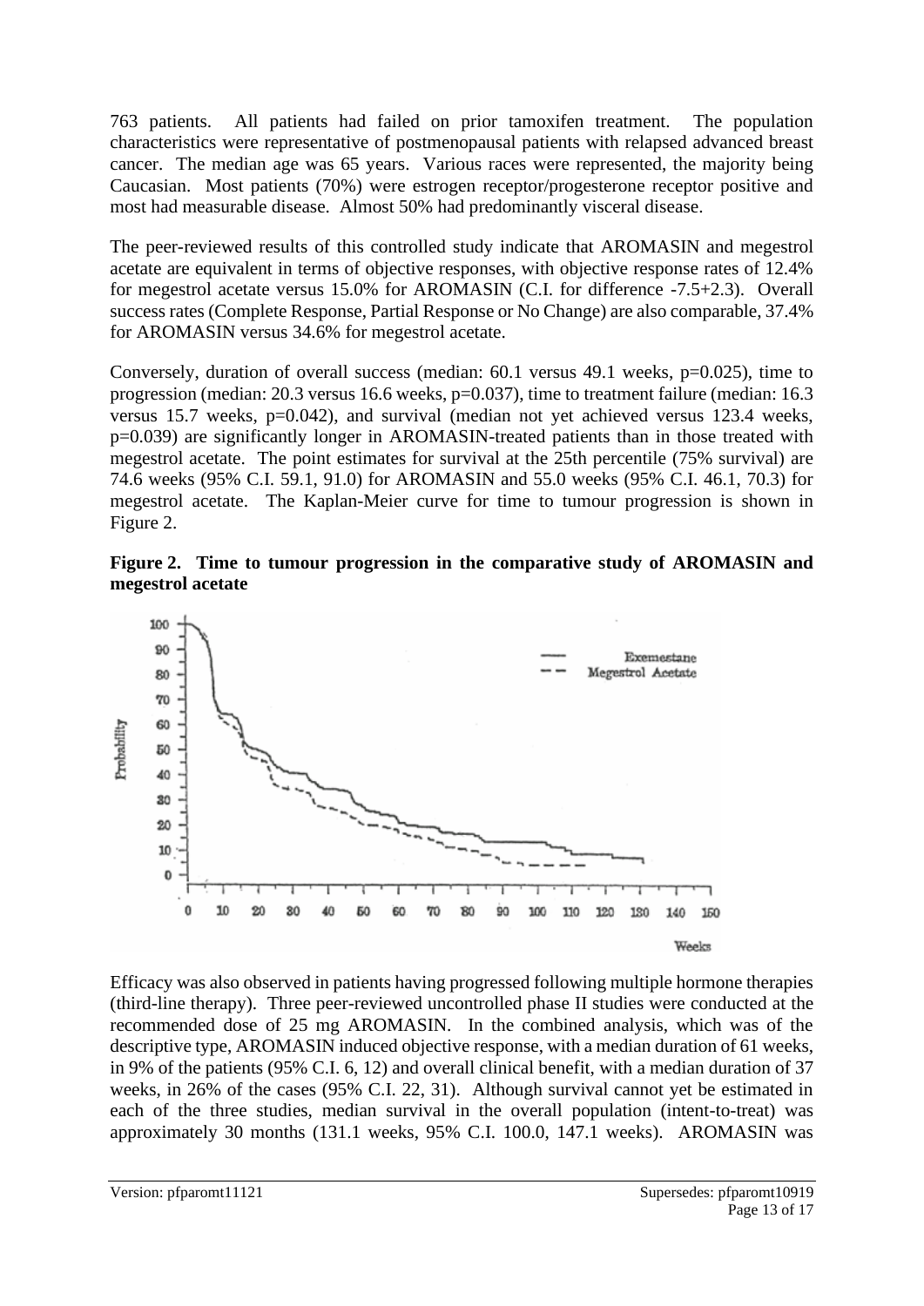763 patients. All patients had failed on prior tamoxifen treatment. The population characteristics were representative of postmenopausal patients with relapsed advanced breast cancer. The median age was 65 years. Various races were represented, the majority being Caucasian. Most patients (70%) were estrogen receptor/progesterone receptor positive and most had measurable disease. Almost 50% had predominantly visceral disease.

The peer-reviewed results of this controlled study indicate that AROMASIN and megestrol acetate are equivalent in terms of objective responses, with objective response rates of 12.4% for megestrol acetate versus 15.0% for AROMASIN (C.I. for difference -7.5+2.3). Overall success rates (Complete Response, Partial Response or No Change) are also comparable, 37.4% for AROMASIN versus 34.6% for megestrol acetate.

Conversely, duration of overall success (median: 60.1 versus 49.1 weeks, p=0.025), time to progression (median: 20.3 versus 16.6 weeks, p=0.037), time to treatment failure (median: 16.3 versus 15.7 weeks, p=0.042), and survival (median not yet achieved versus 123.4 weeks, p=0.039) are significantly longer in AROMASIN-treated patients than in those treated with megestrol acetate. The point estimates for survival at the 25th percentile (75% survival) are 74.6 weeks (95% C.I. 59.1, 91.0) for AROMASIN and 55.0 weeks (95% C.I. 46.1, 70.3) for megestrol acetate. The Kaplan-Meier curve for time to tumour progression is shown in Figure 2.

**Figure 2. Time to tumour progression in the comparative study of AROMASIN and megestrol acetate**

Efficacy was also observed in patients having progressed following multiple hormone therapies (third-line therapy). Three peer-reviewed uncontrolled phase II studies were conducted at the recommended dose of 25 mg AROMASIN. In the combined analysis, which was of the descriptive type, AROMASIN induced objective response, with a median duration of 61 weeks, in 9% of the patients (95% C.I. 6, 12) and overall clinical benefit, with a median duration of 37 weeks, in 26% of the cases (95% C.I. 22, 31). Although survival cannot yet be estimated in each of the three studies, median survival in the overall population (intent-to-treat) was approximately 30 months (131.1 weeks, 95% C.I. 100.0, 147.1 weeks). AROMASIN was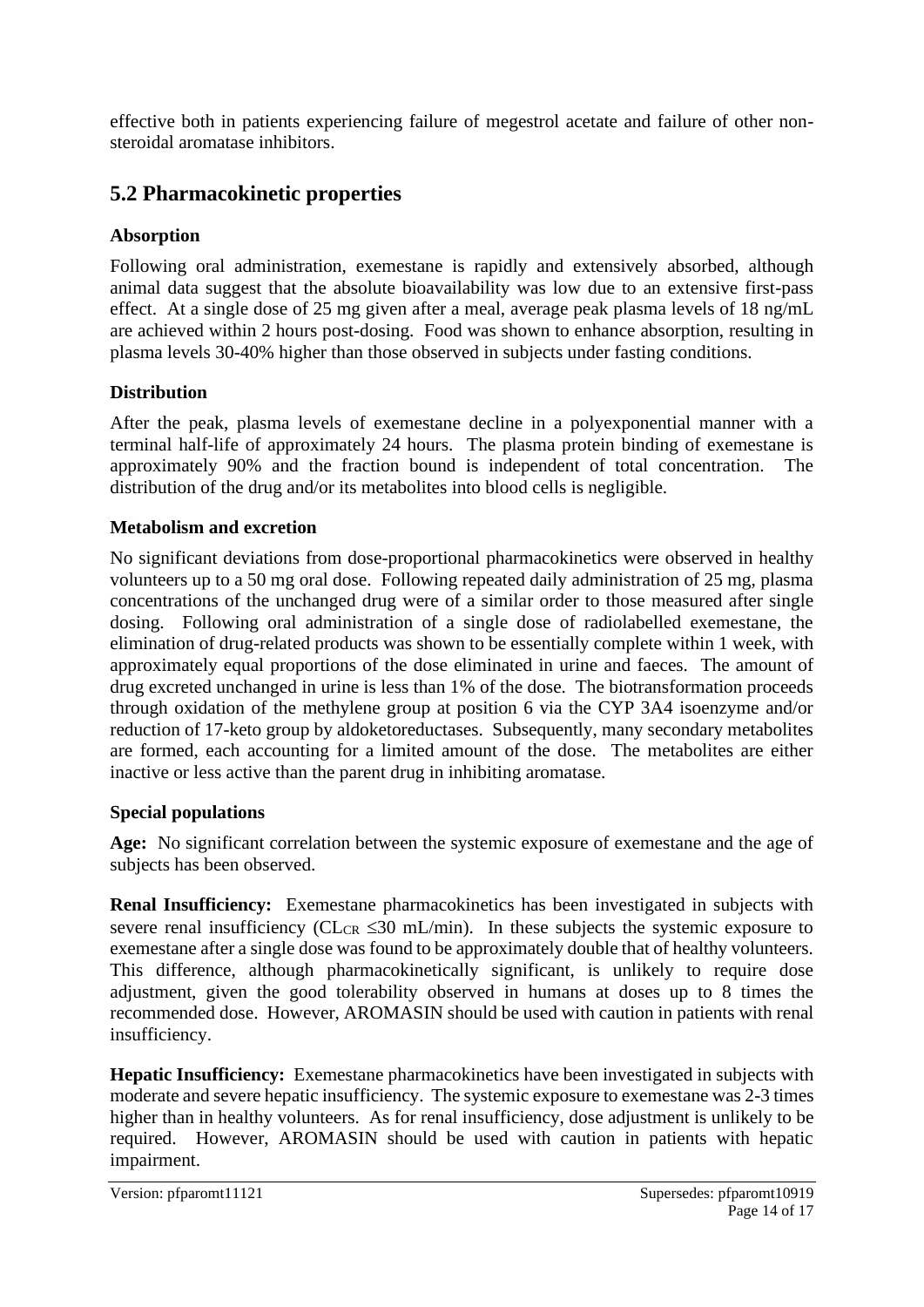effective both in patients experiencing failure of megestrol acetate and failure of other non-steroidal aromatase inhibitors.

## 5.2 Pharmacokinetic properties

### Absorption

Following oral administration, exemestane is rapidly and extensively absorbed, although animal data suggest that the absolute bioavailability was low due to an extensive first-pass effect. At a single dose of 25 mg given after a meal, average peak plasma levels of 18 ng/mL are achieved within 2 hours post-dosing. Food was shown to enhance absorption, resulting in plasma levels 30-40% higher than those observed in subjects under fasting conditions.

### Distribution

After the peak, plasma levels of exemestane decline in a polyexponential manner with a terminal half-life of approximately 24 hours. The plasma protein binding of exemestane is approximately 90% and the fraction bound is independent of total concentration. The distribution of the drug and/or its metabolites into blood cells is negligible.

### Metabolism and excretion

No significant deviations from dose-proportional pharmacokinetics were observed in healthy volunteers up to a 50 mg oral dose. Following repeated daily administration of 25 mg, plasma concentrations of the unchanged drug were of a similar order to those measured after single dosing. Following oral administration of a single dose of radiolabelled exemestane, the elimination of drug-related products was shown to be essentially complete within 1 week, with approximately equal proportions of the dose eliminated in urine and faeces. The amount of drug excreted unchanged in urine is less than 1% of the dose. The biotransformation proceeds through oxidation of the methylene group at position 6 via the CYP 3A4 isoenzyme and/or reduction of 17-keto group by aldoketoreductases. Subsequently, many secondary metabolites are formed, each accounting for a limited amount of the dose. The metabolites are either inactive or less active than the parent drug in inhibiting aromatase.

### Special populations

**Age:** No significant correlation between the systemic exposure of exemestane and the age of subjects has been observed.

**Renal Insufficiency:** Exemestane pharmacokinetics has been investigated in subjects with severe renal insufficiency ($CL_{CR} \leq 30$ mL/min). In these subjects the systemic exposure to exemestane after a single dose was found to be approximately double that of healthy volunteers. This difference, although pharmacokinetically significant, is unlikely to require dose adjustment, given the good tolerability observed in humans at doses up to 8 times the recommended dose. However, AROMASIN should be used with caution in patients with renal insufficiency.

**Hepatic Insufficiency:** Exemestane pharmacokinetics have been investigated in subjects with moderate and severe hepatic insufficiency. The systemic exposure to exemestane was 2-3 times higher than in healthy volunteers. As for renal insufficiency, dose adjustment is unlikely to be required. However, AROMASIN should be used with caution in patients with hepatic impairment.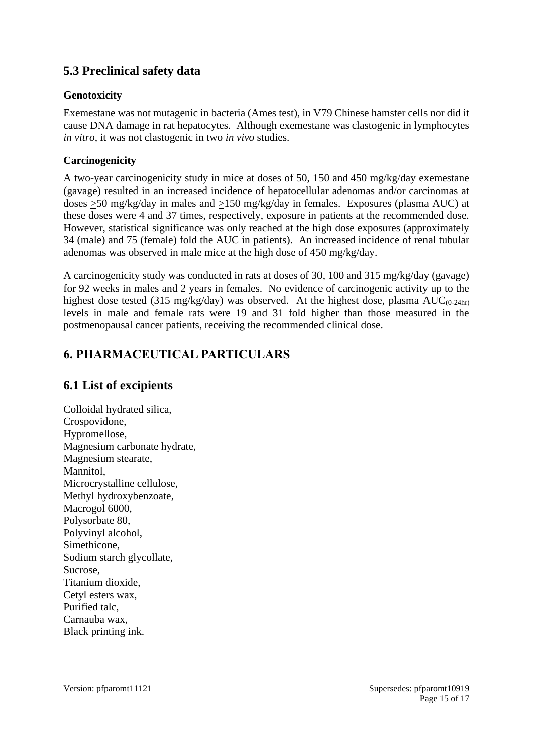## 5.3 Preclinical safety data

### Genotoxicity

Exemestane was not mutagenic in bacteria (Ames test), in V79 Chinese hamster cells nor did it cause DNA damage in rat hepatocytes. Although exemestane was clastogenic in lymphocytes *in vitro*, it was not clastogenic in two *in vivo* studies.

### Carcinogenicity

A two-year carcinogenicity study in mice at doses of 50, 150 and 450 mg/kg/day exemestane (gavage) resulted in an increased incidence of hepatocellular adenomas and/or carcinomas at doses $\geq$50 mg/kg/day in males and $\geq$150 mg/kg/day in females. Exposures (plasma AUC) at these doses were 4 and 37 times, respectively, exposure in patients at the recommended dose. However, statistical significance was only reached at the high dose exposures (approximately 34 (male) and 75 (female) fold the AUC in patients). An increased incidence of renal tubular adenomas was observed in male mice at the high dose of 450 mg/kg/day.

A carcinogenicity study was conducted in rats at doses of 30, 100 and 315 mg/kg/day (gavage) for 92 weeks in males and 2 years in females. No evidence of carcinogenic activity up to the highest dose tested (315 mg/kg/day) was observed. At the highest dose, plasma $AUC_{(0\text{-}24hr)}$ levels in male and female rats were 19 and 31 fold higher than those measured in the postmenopausal cancer patients, receiving the recommended clinical dose.

# 6. PHARMACEUTICAL PARTICULARS

## 6.1 List of excipients

Colloidal hydrated silica,
Crospovidone,
Hypromellose,
Magnesium carbonate hydrate,
Magnesium stearate,
Mannitol,
Microcrystalline cellulose,
Methyl hydroxybenzoate,
Macrogol 6000,
Polysorbate 80,
Polyvinyl alcohol,
Simethicone,
Sodium starch glycollate,
Sucrose,
Titanium dioxide,
Cetyl esters wax,
Purified talc,
Carnauba wax,
Black printing ink.

Version: pfparomt11121 Supersedes: pfparomt10919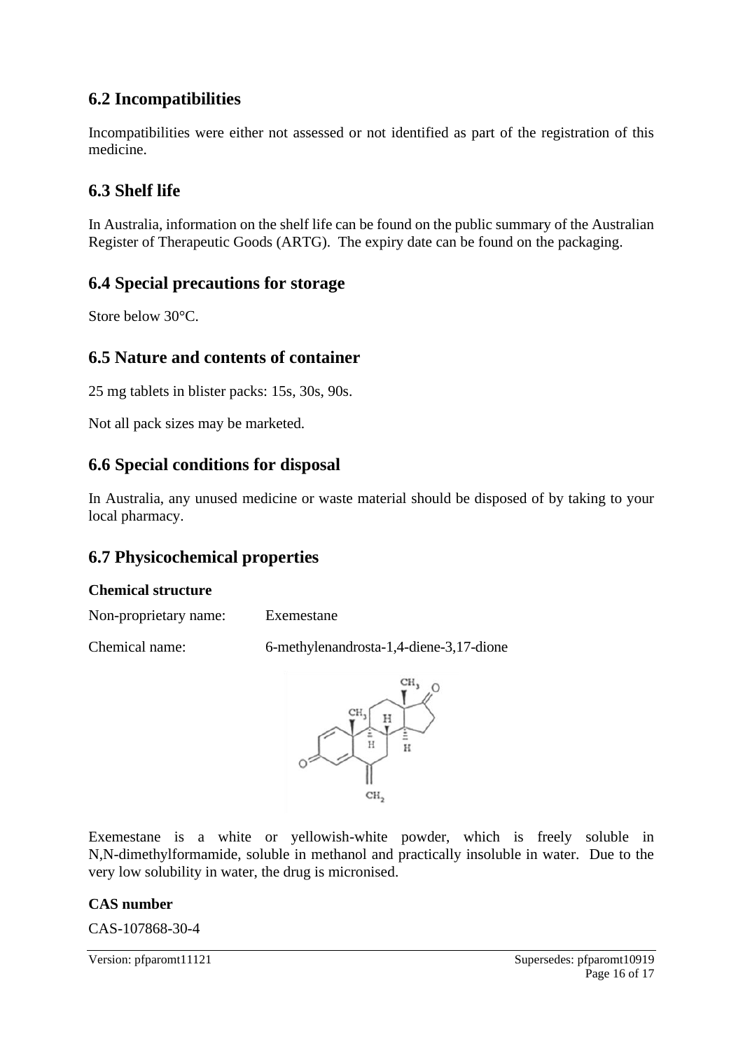## 6.2 Incompatibilities

Incompatibilities were either not assessed or not identified as part of the registration of this medicine.

## 6.3 Shelf life

In Australia, information on the shelf life can be found on the public summary of the Australian Register of Therapeutic Goods (ARTG). The expiry date can be found on the packaging.

## 6.4 Special precautions for storage

Store below 30°C.

## 6.5 Nature and contents of container

25 mg tablets in blister packs: 15s, 30s, 90s.

Not all pack sizes may be marketed.

## 6.6 Special conditions for disposal

In Australia, any unused medicine or waste material should be disposed of by taking to your local pharmacy.

## 6.7 Physicochemical properties

### Chemical structure

Non-proprietary name: Exemestane

Chemical name: 6-methylenandrosta-1,4-diene-3,17-dione

Exemestane is a white or yellowish-white powder, which is freely soluble in N,N-dimethylformamide, soluble in methanol and practically insoluble in water. Due to the very low solubility in water, the drug is micronised.

### CAS number

CAS-107868-30-4

Version: pfparomt11121 Supersedes: pfparomt10919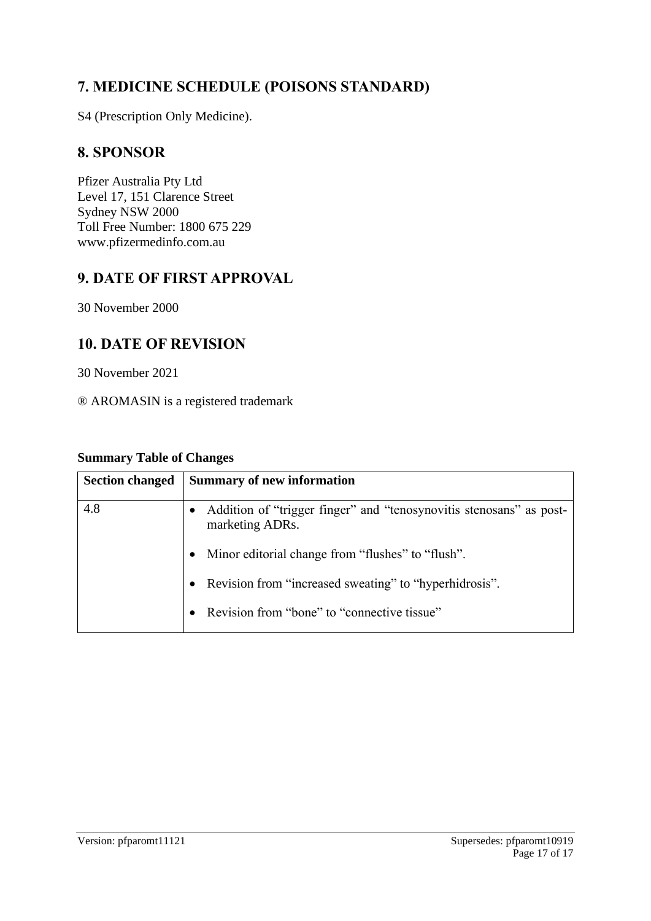## 7. MEDICINE SCHEDULE (POISONS STANDARD)

S4 (Prescription Only Medicine).

## 8. SPONSOR

Pfizer Australia Pty Ltd
Level 17, 151 Clarence Street
Sydney NSW 2000
Toll Free Number: 1800 675 229
www.pfizermedinfo.com.au

## 9. DATE OF FIRST APPROVAL

30 November 2000

## 10. DATE OF REVISION

30 November 2021

® AROMASIN is a registered trademark

**Summary Table of Changes**

| Section changed | Summary of new information |
|---|---|
| 4.8 | • Addition of "trigger finger" and "tenosynovitis stenosans" as post-marketing ADRs.<br>• Minor editorial change from "flushes" to "flush".<br>• Revision from "increased sweating" to "hyperhidrosis".<br>• Revision from "bone" to "connective tissue" |

Version: pfparomt11121 Supersedes: pfparomt10919